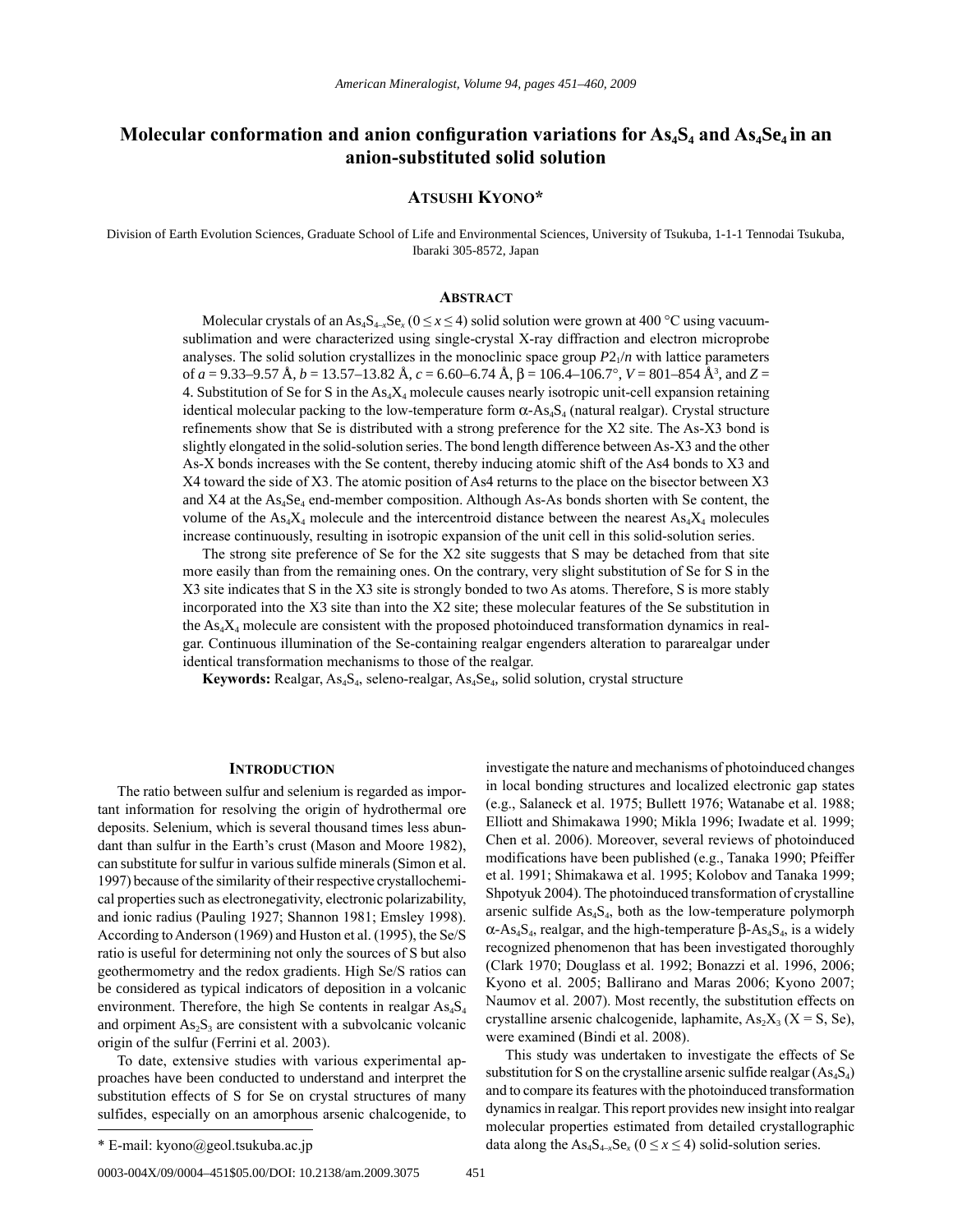# Molecular conformation and anion configuration variations for $As_4S_4$ and $As_4Se_4$ in an anion-substituted solid solution

**Atsushi Kyono***

Division of Earth Evolution Sciences, Graduate School of Life and Environmental Sciences, University of Tsukuba, 1-1-1 Tennodai Tsukuba, Ibaraki 305-8572, Japan

## Abstract

Molecular crystals of an $As_4S_{4-x}Se_x$ ($0 \leq x \leq 4$) solid solution were grown at 400 °C using vacuum-sublimation and were characterized using single-crystal X-ray diffraction and electron microprobe analyses. The solid solution crystallizes in the monoclinic space group $P2_1/n$ with lattice parameters of $a$ = 9.33–9.57 Å, $b$ = 13.57–13.82 Å, $c$ = 6.60–6.74 Å, $\beta$ = 106.4–106.7°, $V$ = 801–854 Å$^3$, and $Z$ = 4. Substitution of Se for S in the $As_4X_4$ molecule causes nearly isotropic unit-cell expansion retaining identical molecular packing to the low-temperature form $\alpha$-$As_4S_4$ (natural realgar). Crystal structure refinements show that Se is distributed with a strong preference for the X2 site. The As-X3 bond is slightly elongated in the solid-solution series. The bond length difference between As-X3 and the other As-X bonds increases with the Se content, thereby inducing atomic shift of the As4 bonds to X3 and X4 toward the side of X3. The atomic position of As4 returns to the place on the bisector between X3 and X4 at the $As_4Se_4$ end-member composition. Although As-As bonds shorten with Se content, the volume of the $As_4X_4$ molecule and the intercentroid distance between the nearest $As_4X_4$ molecules increase continuously, resulting in isotropic expansion of the unit cell in this solid-solution series.

The strong site preference of Se for the X2 site suggests that S may be detached from that site more easily than from the remaining ones. On the contrary, very slight substitution of Se for S in the X3 site indicates that S in the X3 site is strongly bonded to two As atoms. Therefore, S is more stably incorporated into the X3 site than into the X2 site; these molecular features of the Se substitution in the $As_4X_4$ molecule are consistent with the proposed photoinduced transformation dynamics in realgar. Continuous illumination of the Se-containing realgar engenders alteration to pararealgar under identical transformation mechanisms to those of the realgar.

**Keywords:** Realgar, $As_4S_4$, seleno-realgar, $As_4Se_4$, solid solution, crystal structure

## Introduction

The ratio between sulfur and selenium is regarded as important information for resolving the origin of hydrothermal ore deposits. Selenium, which is several thousand times less abundant than sulfur in the Earth's crust (Mason and Moore 1982), can substitute for sulfur in various sulfide minerals (Simon et al. 1997) because of the similarity of their respective crystallochemical properties such as electronegativity, electronic polarizability, and ionic radius (Pauling 1927; Shannon 1981; Emsley 1998). According to Anderson (1969) and Huston et al. (1995), the Se/S ratio is useful for determining not only the sources of S but also geothermometry and the redox gradients. High Se/S ratios can be considered as typical indicators of deposition in a volcanic environment. Therefore, the high Se contents in realgar $As_4S_4$ and orpiment $As_2S_3$ are consistent with a subvolcanic volcanic origin of the sulfur (Ferrini et al. 2003).

To date, extensive studies with various experimental approaches have been conducted to understand and interpret the substitution effects of S for Se on crystal structures of many sulfides, especially on an amorphous arsenic chalcogenide, to investigate the nature and mechanisms of photoinduced changes in local bonding structures and localized electronic gap states (e.g., Salaneck et al. 1975; Bullett 1976; Watanabe et al. 1988; Elliott and Shimakawa 1990; Mikla 1996; Iwadate et al. 1999; Chen et al. 2006). Moreover, several reviews of photoinduced modifications have been published (e.g., Tanaka 1990; Pfeiffer et al. 1991; Shimakawa et al. 1995; Kolobov and Tanaka 1999; Shpotyuk 2004). The photoinduced transformation of crystalline arsenic sulfide $As_4S_4$, both as the low-temperature polymorph $\alpha$-$As_4S_4$, realgar, and the high-temperature $\beta$-$As_4S_4$, is a widely recognized phenomenon that has been investigated thoroughly (Clark 1970; Douglass et al. 1992; Bonazzi et al. 1996, 2006; Kyono et al. 2005; Ballirano and Maras 2006; Kyono 2007; Naumov et al. 2007). Most recently, the substitution effects on crystalline arsenic chalcogenide, laphamite, $As_2X_3$ (X = S, Se), were examined (Bindi et al. 2008).

This study was undertaken to investigate the effects of Se substitution for S on the crystalline arsenic sulfide realgar ($As_4S_4$) and to compare its features with the photoinduced transformation dynamics in realgar. This report provides new insight into realgar molecular properties estimated from detailed crystallographic data along the $As_4S_{4-x}Se_x$ ($0 \leq x \leq 4$) solid-solution series.

* E-mail: kyono@geol.tsukuba.ac.jp

0003-004X/09/0004–451$05.00/DOI: 10.2138/am.2009.3075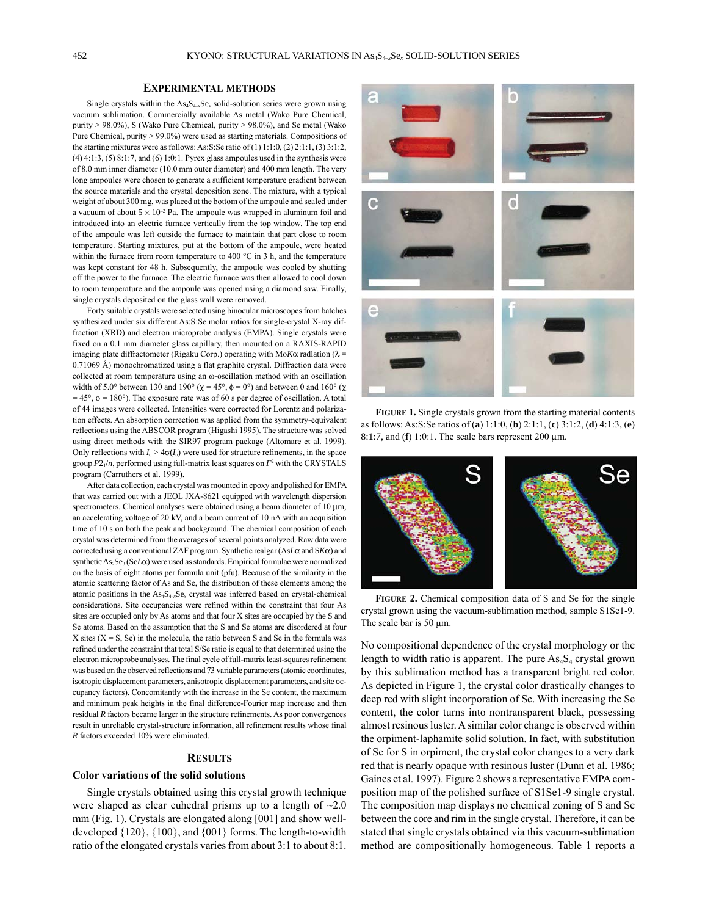## Experimental methods

Single crystals within the $As_4S_{4-x}Se_x$ solid-solution series were grown using vacuum sublimation. Commercially available As metal (Wako Pure Chemical, purity > 98.0%), S (Wako Pure Chemical, purity > 98.0%), and Se metal (Wako Pure Chemical, purity > 99.0%) were used as starting materials. Compositions of the starting mixtures were as follows: As:S:Se ratio of (1) 1:1:0, (2) 2:1:1, (3) 3:1:2, (4) 4:1:3, (5) 8:1:7, and (6) 1:0:1. Pyrex glass ampoules used in the synthesis were of 8.0 mm inner diameter (10.0 mm outer diameter) and 400 mm length. The very long ampoules were chosen to generate a sufficient temperature gradient between the source materials and the crystal deposition zone. The mixture, with a typical weight of about 300 mg, was placed at the bottom of the ampoule and sealed under a vacuum of about $5 \times 10^{-2}$ Pa. The ampoule was wrapped in aluminum foil and introduced into an electric furnace vertically from the top window. The top end of the ampoule was left outside the furnace to maintain that part close to room temperature. Starting mixtures, put at the bottom of the ampoule, were heated within the furnace from room temperature to 400 °C in 3 h, and the temperature was kept constant for 48 h. Subsequently, the ampoule was cooled by shutting off the power to the furnace. The electric furnace was then allowed to cool down to room temperature and the ampoule was opened using a diamond saw. Finally, single crystals deposited on the glass wall were removed.

Forty suitable crystals were selected using binocular microscopes from batches synthesized under six different As:S:Se molar ratios for single-crystal X-ray diffraction (XRD) and electron microprobe analysis (EMPA). Single crystals were fixed on a 0.1 mm diameter glass capillary, then mounted on a RAXIS-RAPID imaging plate diffractometer (Rigaku Corp.) operating with Mo$K\alpha$ radiation ($\lambda$ = 0.71069 Å) monochromatized using a flat graphite crystal. Diffraction data were collected at room temperature using an ω-oscillation method with an oscillation width of 5.0° between 130 and 190° ($\chi$ = 45°, $\phi$ = 0°) and between 0 and 160° ($\chi$ = 45°, $\phi$ = 180°). The exposure rate was of 60 s per degree of oscillation. A total of 44 images were collected. Intensities were corrected for Lorentz and polarization effects. An absorption correction was applied from the symmetry-equivalent reflections using the ABSCOR program (Higashi 1995). The structure was solved using direct methods with the SIR97 program package (Altomare et al. 1999). Only reflections with $I_o > 4\sigma(I_o)$ were used for structure refinements, in the space group $P2_1/n$, performed using full-matrix least squares on $F^2$ with the CRYSTALS program (Carruthers et al. 1999).

After data collection, each crystal was mounted in epoxy and polished for EMPA that was carried out with a JEOL JXA-8621 equipped with wavelength dispersion spectrometers. Chemical analyses were obtained using a beam diameter of 10 μm, an accelerating voltage of 20 kV, and a beam current of 10 nA with an acquisition time of 10 s on both the peak and background. The chemical composition of each crystal was determined from the averages of several points analyzed. Raw data were corrected using a conventional ZAF program. Synthetic realgar (As$L\alpha$ and S$K\alpha$) and synthetic $As_2Se_3$ (Se$L\alpha$) were used as standards. Empirical formulae were normalized on the basis of eight atoms per formula unit (pfu). Because of the similarity in the atomic scattering factor of As and Se, the distribution of these elements among the atomic positions in the $As_4S_{4-x}Se_x$ crystal was inferred based on crystal-chemical considerations. Site occupancies were refined within the constraint that four As sites are occupied only by As atoms and that four X sites are occupied by the S and Se atoms. Based on the assumption that the S and Se atoms are disordered at four X sites (X = S, Se) in the molecule, the ratio between S and Se in the formula was refined under the constraint that total S/Se ratio is equal to that determined using the electron microprobe analyses. The final cycle of full-matrix least-squares refinement was based on the observed reflections and 73 variable parameters (atomic coordinates, isotropic displacement parameters, anisotropic displacement parameters, and site occupancy factors). Concomitantly with the increase in the Se content, the maximum and minimum peak heights in the final difference-Fourier map increase and then residual $R$ factors became larger in the structure refinements. As poor convergences result in unreliable crystal-structure information, all refinement results whose final $R$ factors exceeded 10% were eliminated.

## Results

### Color variations of the solid solutions

Single crystals obtained using this crystal growth technique were shaped as clear euhedral prisms up to a length of ~2.0 mm (Fig. 1). Crystals are elongated along [001] and show well-developed {120}, {100}, and {001} forms. The length-to-width ratio of the elongated crystals varies from about 3:1 to about 8:1. No compositional dependence of the crystal morphology or the length to width ratio is apparent. The pure $As_4S_4$ crystal grown by this sublimation method has a transparent bright red color. As depicted in Figure 1, the crystal color drastically changes to deep red with slight incorporation of Se. With increasing the Se content, the color turns into nontransparent black, possessing almost resinous luster. A similar color change is observed within the orpiment-laphamite solid solution. In fact, with substitution of Se for S in orpiment, the crystal color changes to a very dark red that is nearly opaque with resinous luster (Dunn et al. 1986; Gaines et al. 1997). Figure 2 shows a representative EMPA composition map of the polished surface of S1Se1-9 single crystal. The composition map displays no chemical zoning of S and Se between the core and rim in the single crystal. Therefore, it can be stated that single crystals obtained via this vacuum-sublimation method are compositionally homogeneous. Table 1 reports a

**Figure 1.** Single crystals grown from the starting material contents as follows: As:S:Se ratios of (**a**) 1:1:0, (**b**) 2:1:1, (**c**) 3:1:2, (**d**) 4:1:3, (**e**) 8:1:7, and (**f**) 1:0:1. The scale bars represent 200 μm.

**Figure 2.** Chemical composition data of S and Se for the single crystal grown using the vacuum-sublimation method, sample S1Se1-9. The scale bar is 50 μm.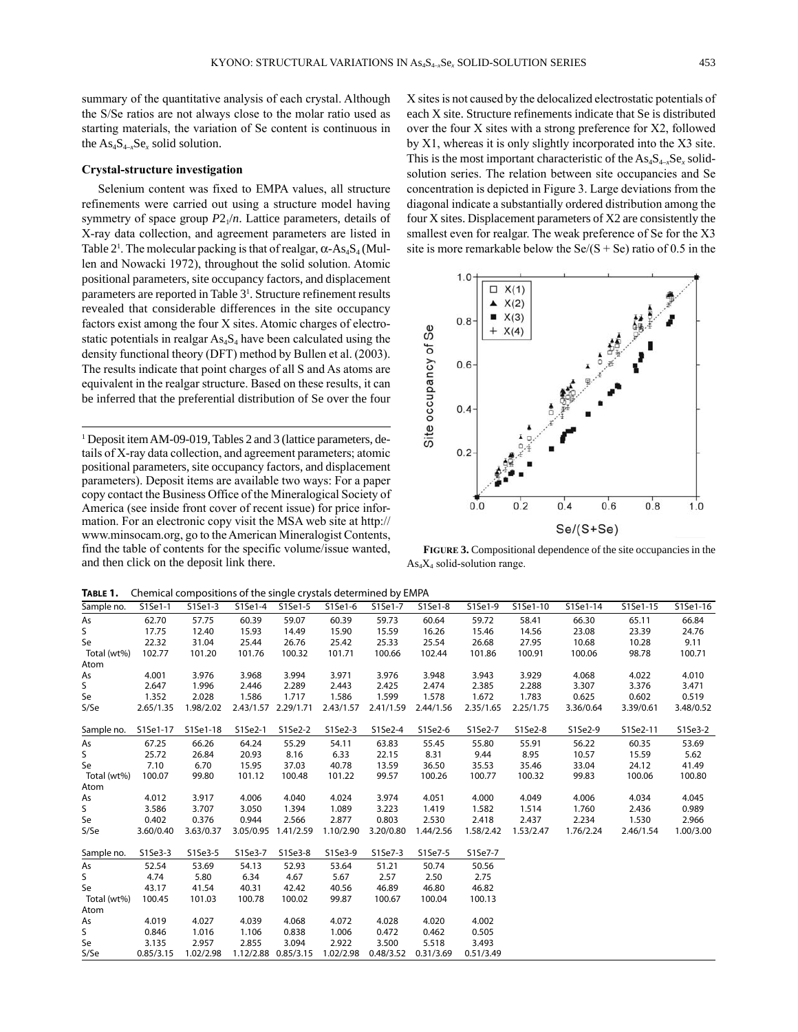summary of the quantitative analysis of each crystal. Although the S/Se ratios are not always close to the molar ratio used as starting materials, the variation of Se content is continuous in the $As_4S_{4-x}Se_x$ solid solution.

### Crystal-structure investigation

Selenium content was fixed to EMPA values, all structure refinements were carried out using a structure model having symmetry of space group $P2_1/n$. Lattice parameters, details of X-ray data collection, and agreement parameters are listed in Table 2[1]. The molecular packing is that of realgar, $\alpha$-$As_4S_4$ (Mullen and Nowacki 1972), throughout the solid solution. Atomic positional parameters, site occupancy factors, and displacement parameters are reported in Table 3[1]. Structure refinement results revealed that considerable differences in the site occupancy factors exist among the four X sites. Atomic charges of electrostatic potentials in realgar $As_4S_4$ have been calculated using the density functional theory (DFT) method by Bullen et al. (2003). The results indicate that point charges of all S and As atoms are equivalent in the realgar structure. Based on these results, it can be inferred that the preferential distribution of Se over the four X sites is not caused by the delocalized electrostatic potentials of each X site. Structure refinements indicate that Se is distributed over the four X sites with a strong preference for X2, followed by X1, whereas it is only slightly incorporated into the X3 site. This is the most important characteristic of the $As_4S_{4-x}Se_x$ solid-solution series. The relation between site occupancies and Se concentration is depicted in Figure 3. Large deviations from the diagonal indicate a substantially ordered distribution among the four X sites. Displacement parameters of X2 are consistently the smallest even for realgar. The weak preference of Se for the X3 site is more remarkable below the Se/(S + Se) ratio of 0.5 in the

[1] Deposit item AM-09-019, Tables 2 and 3 (lattice parameters, details of X-ray data collection, and agreement parameters; atomic positional parameters, site occupancy factors, and displacement parameters). Deposit items are available two ways: For a paper copy contact the Business Office of the Mineralogical Society of America (see inside front cover of recent issue) for price information. For an electronic copy visit the MSA web site at http://www.minsocam.org, go to the American Mineralogist Contents, find the table of contents for the specific volume/issue wanted, and then click on the deposit link there.

**Figure 3.** Compositional dependence of the site occupancies in the $As_4X_4$ solid-solution range.

**Table 1.** Chemical compositions of the single crystals determined by EMPA

| Sample no. | S1Se1-1 | S1Se1-3 | S1Se1-4 | S1Se1-5 | S1Se1-6 | S1Se1-7 | S1Se1-8 | S1Se1-9 | S1Se1-10 | S1Se1-14 | S1Se1-15 | S1Se1-16 |
|---|---|---|---|---|---|---|---|---|---|---|---|---|
| As | 62.70 | 57.75 | 60.39 | 59.07 | 60.39 | 59.73 | 60.64 | 59.72 | 58.41 | 66.30 | 65.11 | 66.84 |
| S | 17.75 | 12.40 | 15.93 | 14.49 | 15.90 | 15.59 | 16.26 | 15.46 | 14.56 | 23.08 | 23.39 | 24.76 |
| Se | 22.32 | 31.04 | 25.44 | 26.76 | 25.42 | 25.33 | 25.54 | 26.68 | 27.95 | 10.68 | 10.28 | 9.11 |
| Total (wt%) | 102.77 | 101.20 | 101.76 | 100.32 | 101.71 | 100.66 | 102.44 | 101.86 | 100.91 | 100.06 | 98.78 | 100.71 |
| Atom | | | | | | | | | | | | |
| As | 4.001 | 3.976 | 3.968 | 3.994 | 3.971 | 3.976 | 3.948 | 3.943 | 3.929 | 4.068 | 4.022 | 4.010 |
| S | 2.647 | 1.996 | 2.446 | 2.289 | 2.443 | 2.425 | 2.474 | 2.385 | 2.288 | 3.307 | 3.376 | 3.471 |
| Se | 1.352 | 2.028 | 1.586 | 1.717 | 1.586 | 1.599 | 1.578 | 1.672 | 1.783 | 0.625 | 0.602 | 0.519 |
| S/Se | 2.65/1.35 | 1.98/2.02 | 2.43/1.57 | 2.29/1.71 | 2.43/1.57 | 2.41/1.59 | 2.44/1.56 | 2.35/1.65 | 2.25/1.75 | 3.36/0.64 | 3.39/0.61 | 3.48/0.52 |
| **Sample no.** | **S1Se1-17** | **S1Se1-18** | **S1Se2-1** | **S1Se2-2** | **S1Se2-3** | **S1Se2-4** | **S1Se2-6** | **S1Se2-7** | **S1Se2-8** | **S1Se2-9** | **S1Se2-11** | **S1Se3-2** |
| As | 67.25 | 66.26 | 64.24 | 55.29 | 54.11 | 63.83 | 55.45 | 55.80 | 55.91 | 56.22 | 60.35 | 53.69 |
| S | 25.72 | 26.84 | 20.93 | 8.16 | 6.33 | 22.15 | 8.31 | 9.44 | 8.95 | 10.57 | 15.59 | 5.62 |
| Se | 7.10 | 6.70 | 15.95 | 37.03 | 40.78 | 13.59 | 36.50 | 35.53 | 35.46 | 33.04 | 24.12 | 41.49 |
| Total (wt%) | 100.07 | 99.80 | 101.12 | 100.48 | 101.22 | 99.57 | 100.26 | 100.77 | 100.32 | 99.83 | 100.06 | 100.80 |
| Atom | | | | | | | | | | | | |
| As | 4.012 | 3.917 | 4.006 | 4.040 | 4.024 | 3.974 | 4.051 | 4.000 | 4.049 | 4.006 | 4.034 | 4.045 |
| S | 3.586 | 3.707 | 3.050 | 1.394 | 1.089 | 3.223 | 1.419 | 1.582 | 1.514 | 1.760 | 2.436 | 0.989 |
| Se | 0.402 | 0.376 | 0.944 | 2.566 | 2.877 | 0.803 | 2.530 | 2.418 | 2.437 | 2.234 | 1.530 | 2.966 |
| S/Se | 3.60/0.40 | 3.63/0.37 | 3.05/0.95 | 1.41/2.59 | 1.10/2.90 | 3.20/0.80 | 1.44/2.56 | 1.58/2.42 | 1.53/2.47 | 1.76/2.24 | 2.46/1.54 | 1.00/3.00 |
| **Sample no.** | **S1Se3-3** | **S1Se3-5** | **S1Se3-7** | **S1Se3-8** | **S1Se3-9** | **S1Se7-3** | **S1Se7-5** | **S1Se7-7** | | | | |
| As | 52.54 | 53.69 | 54.13 | 52.93 | 53.64 | 51.21 | 50.74 | 50.56 | | | | |
| S | 4.74 | 5.80 | 6.34 | 4.67 | 5.67 | 2.57 | 2.50 | 2.75 | | | | |
| Se | 43.17 | 41.54 | 40.31 | 42.42 | 40.56 | 46.89 | 46.80 | 46.82 | | | | |
| Total (wt%) | 100.45 | 101.03 | 100.78 | 100.02 | 99.87 | 100.67 | 100.04 | 100.13 | | | | |
| Atom | | | | | | | | | | | | |
| As | 4.019 | 4.027 | 4.039 | 4.068 | 4.072 | 4.028 | 4.020 | 4.002 | | | | |
| S | 0.846 | 1.016 | 1.106 | 0.838 | 1.006 | 0.472 | 0.462 | 0.505 | | | | |
| Se | 3.135 | 2.957 | 2.855 | 3.094 | 2.922 | 3.500 | 5.518 | 3.493 | | | | |
| S/Se | 0.85/3.15 | 1.02/2.98 | 1.12/2.88 | 0.85/3.15 | 1.02/2.98 | 0.48/3.52 | 0.31/3.69 | 0.51/3.49 | | | | |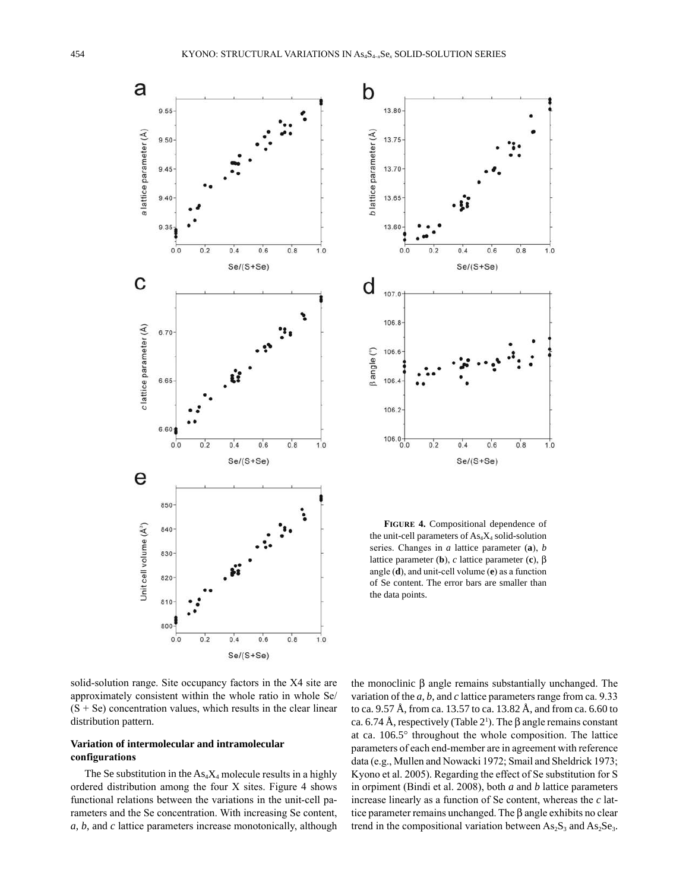**FIGURE 4.** Compositional dependence of the unit-cell parameters of $As_4X_4$ solid-solution series. Changes in *a* lattice parameter (**a**), *b* lattice parameter (**b**), *c* lattice parameter (**c**), β angle (**d**), and unit-cell volume (**e**) as a function of Se content. The error bars are smaller than the data points.

solid-solution range. Site occupancy factors in the X4 site are approximately consistent within the whole ratio in whole Se/(S + Se) concentration values, which results in the clear linear distribution pattern.

### Variation of intermolecular and intramolecular configurations

The Se substitution in the $As_4X_4$ molecule results in a highly ordered distribution among the four X sites. Figure 4 shows functional relations between the variations in the unit-cell parameters and the Se concentration. With increasing Se content, *a*, *b*, and *c* lattice parameters increase monotonically, although the monoclinic β angle remains substantially unchanged. The variation of the *a*, *b*, and *c* lattice parameters range from ca. 9.33 to ca. 9.57 Å, from ca. 13.57 to ca. 13.82 Å, and from ca. 6.60 to ca. 6.74 Å, respectively (Table 2[1]). The β angle remains constant at ca. 106.5° throughout the whole composition. The lattice parameters of each end-member are in agreement with reference data (e.g., Mullen and Nowacki 1972; Smail and Sheldrick 1973; Kyono et al. 2005). Regarding the effect of Se substitution for S in orpiment (Bindi et al. 2008), both *a* and *b* lattice parameters increase linearly as a function of Se content, whereas the *c* lattice parameter remains unchanged. The β angle exhibits no clear trend in the compositional variation between $As_2S_3$ and $As_2Se_3$.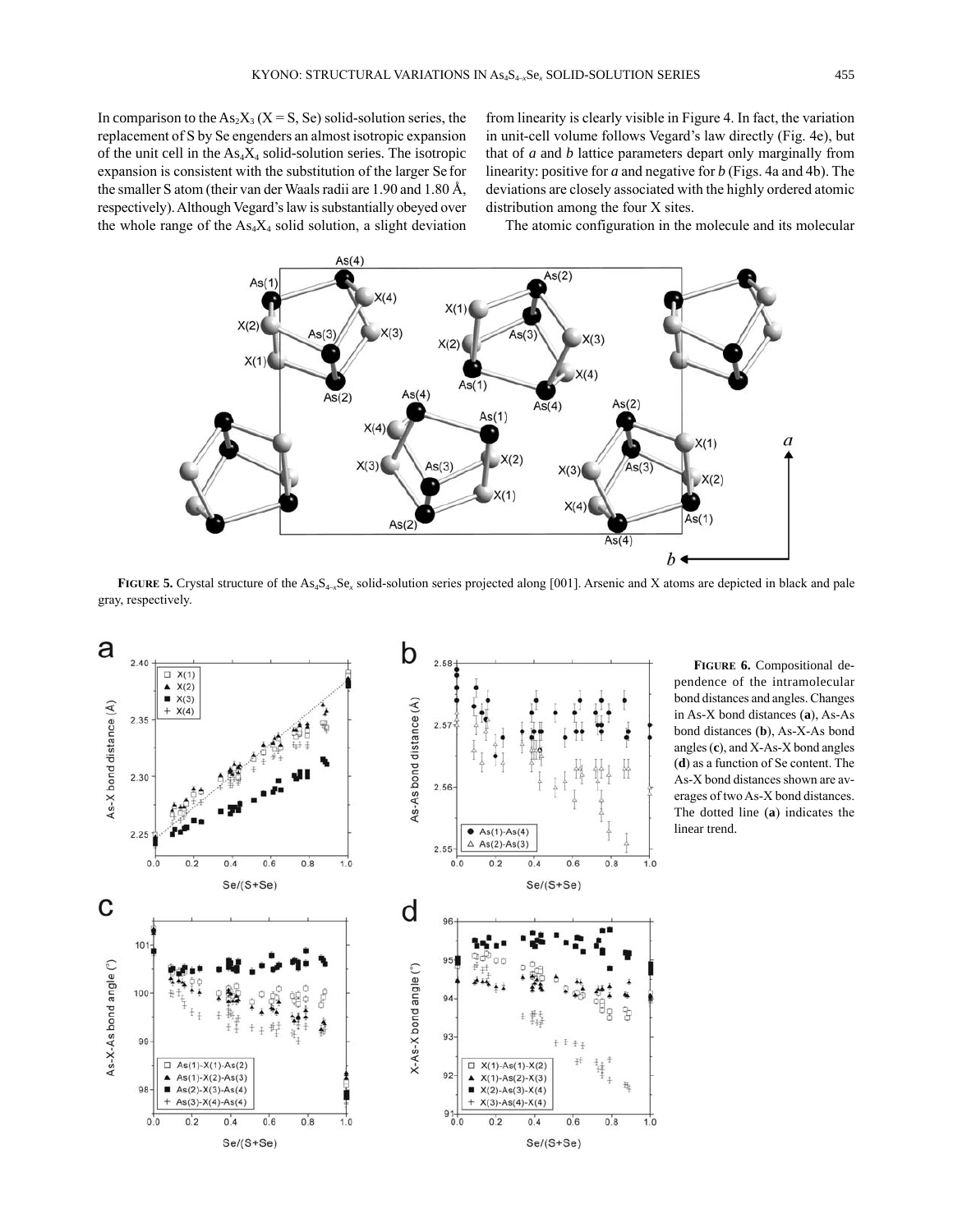In comparison to the $As_2X_3$ (X = S, Se) solid-solution series, the replacement of S by Se engenders an almost isotropic expansion of the unit cell in the $As_4X_4$ solid-solution series. The isotropic expansion is consistent with the substitution of the larger Se for the smaller S atom (their van der Waals radii are 1.90 and 1.80 Å, respectively). Although Vegard's law is substantially obeyed over the whole range of the $As_4X_4$ solid solution, a slight deviation from linearity is clearly visible in Figure 4. In fact, the variation in unit-cell volume follows Vegard's law directly (Fig. 4e), but that of *a* and *b* lattice parameters depart only marginally from linearity: positive for *a* and negative for *b* (Figs. 4a and 4b). The deviations are closely associated with the highly ordered atomic distribution among the four X sites.

The atomic configuration in the molecule and its molecular

**FIGURE 5.** Crystal structure of the $As_4S_{4-x}Se_x$ solid-solution series projected along [001]. Arsenic and X atoms are depicted in black and pale gray, respectively.

**FIGURE 6.** Compositional dependence of the intramolecular bond distances and angles. Changes in As-X bond distances (**a**), As-As bond distances (**b**), As-X-As bond angles (**c**), and X-As-X bond angles (**d**) as a function of Se content. The As-X bond distances shown are averages of two As-X bond distances. The dotted line (**a**) indicates the linear trend.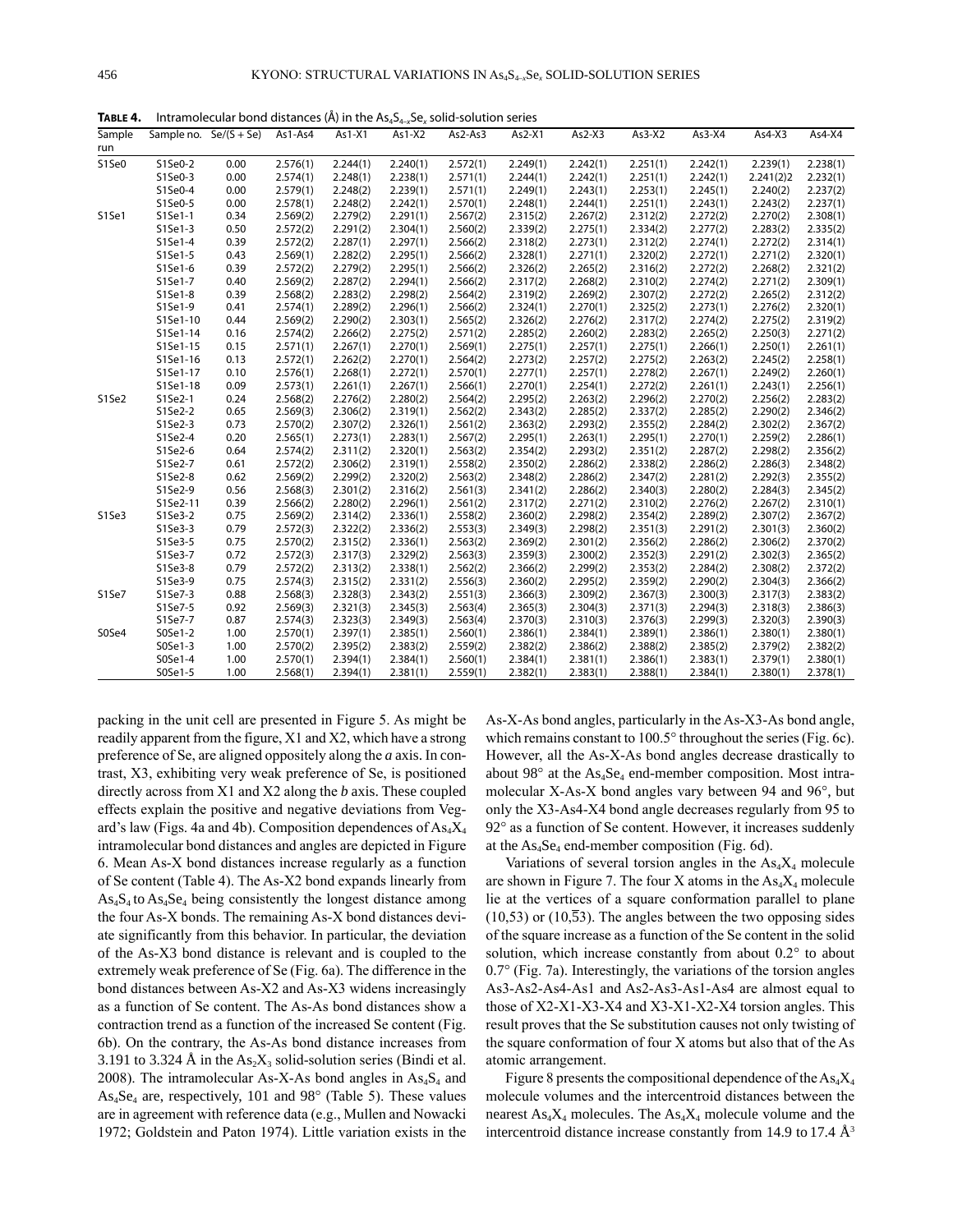**TABLE 4.** Intramolecular bond distances (Å) in the $As_4S_{4-x}Se_x$ solid-solution series

| Sample run | Sample no. | Se/(S + Se) | As1-As4 | As1-X1 | As1-X2 | As2-As3 | As2-X1 | As2-X3 | As3-X2 | As3-X4 | As4-X3 | As4-X4 |
|---|---|---|---|---|---|---|---|---|---|---|---|---|
| S1Se0 | S1Se0-2 | 0.00 | 2.576(1) | 2.244(1) | 2.240(1) | 2.572(1) | 2.249(1) | 2.242(1) | 2.251(1) | 2.242(1) | 2.239(1) | 2.238(1) |
| | S1Se0-3 | 0.00 | 2.574(1) | 2.248(1) | 2.238(1) | 2.571(1) | 2.244(1) | 2.242(1) | 2.251(1) | 2.242(1) | 2.241(2)2 | 2.232(1) |
| | S1Se0-4 | 0.00 | 2.579(1) | 2.248(1) | 2.239(1) | 2.571(1) | 2.249(1) | 2.243(1) | 2.253(1) | 2.245(1) | 2.240(2) | 2.237(2) |
| | S1Se0-5 | 0.00 | 2.578(1) | 2.248(1) | 2.242(1) | 2.570(1) | 2.248(1) | 2.244(1) | 2.251(1) | 2.243(1) | 2.243(2) | 2.237(1) |
| S1Se1 | S1Se1-1 | 0.34 | 2.569(2) | 2.279(2) | 2.291(1) | 2.567(2) | 2.315(2) | 2.267(2) | 2.312(2) | 2.272(2) | 2.270(2) | 2.308(1) |
| | S1Se1-3 | 0.50 | 2.572(2) | 2.291(2) | 2.304(1) | 2.560(2) | 2.339(2) | 2.275(1) | 2.334(2) | 2.277(2) | 2.283(2) | 2.335(2) |
| | S1Se1-4 | 0.39 | 2.572(2) | 2.287(1) | 2.297(1) | 2.566(2) | 2.318(2) | 2.273(1) | 2.312(2) | 2.274(1) | 2.272(2) | 2.314(1) |
| | S1Se1-5 | 0.43 | 2.569(1) | 2.282(2) | 2.295(1) | 2.566(2) | 2.328(1) | 2.271(1) | 2.320(2) | 2.272(1) | 2.271(2) | 2.320(1) |
| | S1Se1-6 | 0.39 | 2.572(2) | 2.279(2) | 2.295(1) | 2.566(2) | 2.326(2) | 2.265(2) | 2.316(2) | 2.272(2) | 2.268(2) | 2.321(2) |
| | S1Se1-7 | 0.40 | 2.569(2) | 2.287(2) | 2.294(1) | 2.566(2) | 2.317(2) | 2.268(2) | 2.310(2) | 2.274(2) | 2.271(2) | 2.309(1) |
| | S1Se1-8 | 0.39 | 2.568(2) | 2.283(2) | 2.298(2) | 2.564(2) | 2.319(2) | 2.269(2) | 2.307(2) | 2.272(2) | 2.265(2) | 2.312(2) |
| | S1Se1-9 | 0.41 | 2.574(1) | 2.289(2) | 2.296(1) | 2.566(2) | 2.324(1) | 2.270(1) | 2.325(2) | 2.273(1) | 2.276(2) | 2.320(1) |
| | S1Se1-10 | 0.44 | 2.569(2) | 2.290(2) | 2.303(1) | 2.565(2) | 2.326(2) | 2.276(2) | 2.317(2) | 2.274(2) | 2.275(2) | 2.319(2) |
| | S1Se1-14 | 0.16 | 2.574(2) | 2.266(2) | 2.275(2) | 2.571(2) | 2.285(2) | 2.260(2) | 2.283(2) | 2.265(2) | 2.250(3) | 2.271(2) |
| | S1Se1-15 | 0.15 | 2.571(1) | 2.267(1) | 2.270(1) | 2.569(1) | 2.275(1) | 2.257(1) | 2.275(1) | 2.266(1) | 2.250(1) | 2.261(1) |
| | S1Se1-16 | 0.13 | 2.572(1) | 2.262(2) | 2.270(1) | 2.564(2) | 2.273(2) | 2.257(2) | 2.275(2) | 2.263(2) | 2.245(2) | 2.258(1) |
| | S1Se1-17 | 0.10 | 2.576(1) | 2.268(1) | 2.272(1) | 2.570(1) | 2.277(1) | 2.257(1) | 2.278(2) | 2.267(1) | 2.249(2) | 2.260(1) |
| | S1Se1-18 | 0.09 | 2.573(1) | 2.261(1) | 2.267(1) | 2.566(1) | 2.270(1) | 2.254(1) | 2.272(2) | 2.261(1) | 2.243(1) | 2.256(1) |
| S1Se2 | S1Se2-1 | 0.24 | 2.568(2) | 2.276(2) | 2.280(2) | 2.564(2) | 2.295(2) | 2.263(2) | 2.296(2) | 2.270(2) | 2.256(2) | 2.283(2) |
| | S1Se2-2 | 0.65 | 2.569(3) | 2.306(2) | 2.319(1) | 2.562(2) | 2.343(2) | 2.285(2) | 2.337(2) | 2.285(2) | 2.290(2) | 2.346(2) |
| | S1Se2-3 | 0.73 | 2.570(2) | 2.307(2) | 2.326(1) | 2.561(2) | 2.363(2) | 2.293(2) | 2.355(2) | 2.284(2) | 2.302(2) | 2.367(2) |
| | S1Se2-4 | 0.20 | 2.565(1) | 2.273(1) | 2.283(1) | 2.567(2) | 2.295(1) | 2.263(1) | 2.295(1) | 2.270(1) | 2.259(2) | 2.286(1) |
| | S1Se2-6 | 0.64 | 2.574(2) | 2.311(2) | 2.320(1) | 2.563(2) | 2.354(2) | 2.293(2) | 2.351(2) | 2.287(2) | 2.298(2) | 2.356(2) |
| | S1Se2-7 | 0.61 | 2.572(2) | 2.306(2) | 2.319(1) | 2.558(2) | 2.350(2) | 2.286(2) | 2.338(2) | 2.286(2) | 2.286(3) | 2.348(2) |
| | S1Se2-8 | 0.62 | 2.569(2) | 2.299(2) | 2.320(2) | 2.563(2) | 2.348(2) | 2.286(2) | 2.347(2) | 2.281(2) | 2.292(3) | 2.355(2) |
| | S1Se2-9 | 0.56 | 2.568(3) | 2.301(2) | 2.316(2) | 2.561(3) | 2.341(2) | 2.286(2) | 2.340(3) | 2.280(2) | 2.284(3) | 2.345(2) |
| | S1Se2-11 | 0.39 | 2.566(2) | 2.280(2) | 2.296(1) | 2.561(2) | 2.317(2) | 2.271(2) | 2.310(2) | 2.276(2) | 2.267(2) | 2.310(1) |
| S1Se3 | S1Se3-2 | 0.75 | 2.569(2) | 2.314(2) | 2.336(1) | 2.558(2) | 2.360(2) | 2.298(2) | 2.354(2) | 2.289(2) | 2.307(2) | 2.367(2) |
| | S1Se3-3 | 0.79 | 2.572(3) | 2.322(2) | 2.336(2) | 2.553(3) | 2.349(3) | 2.298(2) | 2.351(3) | 2.291(2) | 2.301(3) | 2.360(2) |
| | S1Se3-5 | 0.75 | 2.570(2) | 2.315(2) | 2.336(1) | 2.563(2) | 2.369(2) | 2.301(2) | 2.356(2) | 2.286(2) | 2.306(2) | 2.370(2) |
| | S1Se3-7 | 0.72 | 2.572(3) | 2.317(3) | 2.329(2) | 2.563(3) | 2.359(3) | 2.300(2) | 2.352(3) | 2.291(2) | 2.302(3) | 2.365(2) |
| | S1Se3-8 | 0.79 | 2.572(2) | 2.313(2) | 2.338(1) | 2.562(2) | 2.366(2) | 2.299(2) | 2.353(2) | 2.284(2) | 2.308(2) | 2.372(2) |
| | S1Se3-9 | 0.75 | 2.574(3) | 2.315(2) | 2.331(2) | 2.556(3) | 2.360(2) | 2.295(2) | 2.359(2) | 2.290(2) | 2.304(3) | 2.366(2) |
| S1Se7 | S1Se7-3 | 0.88 | 2.568(3) | 2.328(3) | 2.343(2) | 2.551(3) | 2.366(3) | 2.309(2) | 2.367(3) | 2.300(3) | 2.317(3) | 2.383(2) |
| | S1Se7-5 | 0.92 | 2.569(3) | 2.321(3) | 2.345(3) | 2.563(4) | 2.365(3) | 2.304(3) | 2.371(3) | 2.294(3) | 2.318(3) | 2.386(3) |
| | S1Se7-7 | 0.87 | 2.574(3) | 2.323(3) | 2.349(3) | 2.563(4) | 2.370(3) | 2.310(3) | 2.376(3) | 2.299(3) | 2.320(3) | 2.390(3) |
| S0Se4 | S0Se1-2 | 1.00 | 2.570(1) | 2.397(1) | 2.385(1) | 2.560(1) | 2.386(1) | 2.384(1) | 2.389(1) | 2.386(1) | 2.380(1) | 2.380(1) |
| | S0Se1-3 | 1.00 | 2.570(2) | 2.395(2) | 2.383(2) | 2.559(2) | 2.382(2) | 2.386(2) | 2.388(2) | 2.385(2) | 2.379(2) | 2.382(2) |
| | S0Se1-4 | 1.00 | 2.570(1) | 2.394(1) | 2.384(1) | 2.560(1) | 2.384(1) | 2.381(1) | 2.386(1) | 2.383(1) | 2.379(1) | 2.380(1) |
| | S0Se1-5 | 1.00 | 2.568(1) | 2.394(1) | 2.381(1) | 2.559(1) | 2.382(1) | 2.383(1) | 2.388(1) | 2.384(1) | 2.380(1) | 2.378(1) |

packing in the unit cell are presented in Figure 5. As might be readily apparent from the figure, X1 and X2, which have a strong preference of Se, are aligned oppositely along the *a* axis. In contrast, X3, exhibiting very weak preference of Se, is positioned directly across from X1 and X2 along the *b* axis. These coupled effects explain the positive and negative deviations from Vegard's law (Figs. 4a and 4b). Composition dependences of $As_4X_4$ intramolecular bond distances and angles are depicted in Figure 6. Mean As-X bond distances increase regularly as a function of Se content (Table 4). The As-X2 bond expands linearly from $As_4S_4$ to $As_4Se_4$ being consistently the longest distance among the four As-X bonds. The remaining As-X bond distances deviate significantly from this behavior. In particular, the deviation of the As-X3 bond distance is relevant and is coupled to the extremely weak preference of Se (Fig. 6a). The difference in the bond distances between As-X2 and As-X3 widens increasingly as a function of Se content. The As-As bond distances show a contraction trend as a function of the increased Se content (Fig. 6b). On the contrary, the As-As bond distance increases from 3.191 to 3.324 Å in the $As_2X_3$ solid-solution series (Bindi et al. 2008). The intramolecular As-X-As bond angles in $As_4S_4$ and $As_4Se_4$ are, respectively, 101 and 98° (Table 5). These values are in agreement with reference data (e.g., Mullen and Nowacki 1972; Goldstein and Paton 1974). Little variation exists in the As-X-As bond angles, particularly in the As-X3-As bond angle, which remains constant to 100.5° throughout the series (Fig. 6c). However, all the As-X-As bond angles decrease drastically to about 98° at the $As_4Se_4$ end-member composition. Most intramolecular X-As-X bond angles vary between 94 and 96°, but only the X3-As4-X4 bond angle decreases regularly from 95 to 92° as a function of Se content. However, it increases suddenly at the $As_4Se_4$ end-member composition (Fig. 6d).

Variations of several torsion angles in the $As_4X_4$ molecule are shown in Figure 7. The four X atoms in the $As_4X_4$ molecule lie at the vertices of a square conformation parallel to plane (10,53) or $(10,\overline{5}3)$. The angles between the two opposing sides of the square increase as a function of the Se content in the solid solution, which increase constantly from about 0.2° to about 0.7° (Fig. 7a). Interestingly, the variations of the torsion angles As3-As2-As4-As1 and As2-As3-As1-As4 are almost equal to those of X2-X1-X3-X4 and X3-X1-X2-X4 torsion angles. This result proves that the Se substitution causes not only twisting of the square conformation of four X atoms but also that of the As atomic arrangement.

Figure 8 presents the compositional dependence of the $As_4X_4$ molecule volumes and the intercentroid distances between the nearest $As_4X_4$ molecules. The $As_4X_4$ molecule volume and the intercentroid distance increase constantly from 14.9 to 17.4 Å$^3$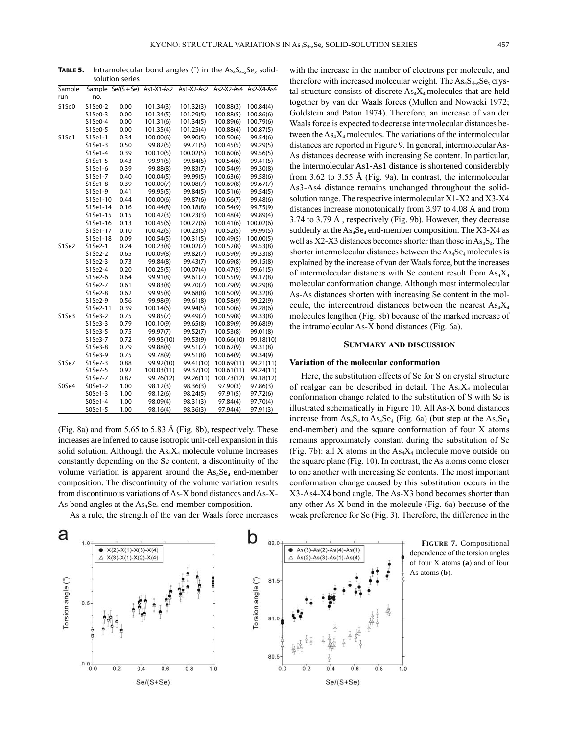**TABLE 5.** Intramolecular bond angles (°) in the $As_4S_{4-x}Se_x$ solid-solution series

| Sample run | Sample no. | Se/(S+Se) | As1-X1-As2 | As1-X2-As2 | As2-X2-As4 | As2-X4-As4 |
|---|---|---|---|---|---|---|
| S1Se0 | S1Se0-2 | 0.00 | 101.34(3) | 101.32(3) | 100.88(3) | 100.84(4) |
| | S1Se0-3 | 0.00 | 101.34(5) | 101.29(5) | 100.88(5) | 100.86(6) |
| | S1Se0-4 | 0.00 | 101.31(6) | 101.34(5) | 100.89(6) | 100.79(6) |
| | S1Se0-5 | 0.00 | 101.35(4) | 101.25(4) | 100.88(4) | 100.87(5) |
| S1Se1 | S1Se1-1 | 0.34 | 100.00(6) | 99.90(5) | 100.50(6) | 99.54(6) |
| | S1Se1-3 | 0.50 | 99.82(5) | 99.71(5) | 100.45(5) | 99.29(5) |
| | S1Se1-4 | 0.39 | 100.10(5) | 100.02(5) | 100.60(6) | 99.56(5) |
| | S1Se1-5 | 0.43 | 99.91(5) | 99.84(5) | 100.54(6) | 99.41(5) |
| | S1Se1-6 | 0.39 | 99.88(8) | 99.83(7) | 100.54(9) | 99.30(8) |
| | S1Se1-7 | 0.40 | 100.04(5) | 99.99(5) | 100.63(6) | 99.58(6) |
| | S1Se1-8 | 0.39 | 100.00(7) | 100.08(7) | 100.69(8) | 99.67(7) |
| | S1Se1-9 | 0.41 | 99.95(5) | 99.84(5) | 100.51(6) | 99.54(5) |
| | S1Se1-10 | 0.44 | 100.00(6) | 99.87(6) | 100.66(7) | 99.48(6) |
| | S1Se1-14 | 0.16 | 100.44(8) | 100.18(8) | 100.54(9) | 99.75(9) |
| | S1Se1-15 | 0.15 | 100.42(3) | 100.23(3) | 100.48(4) | 99.89(4) |
| | S1Se1-16 | 0.13 | 100.45(6) | 100.27(6) | 100.41(6) | 100.02(6) |
| | S1Se1-17 | 0.10 | 100.42(5) | 100.23(5) | 100.52(5) | 99.99(5) |
| | S1Se1-18 | 0.09 | 100.54(5) | 100.31(5) | 100.49(5) | 100.00(5) |
| S1Se2 | S1Se2-1 | 0.24 | 100.23(8) | 100.02(7) | 100.52(8) | 99.53(8) |
| | S1Se2-2 | 0.65 | 100.09(8) | 99.82(7) | 100.59(9) | 99.33(8) |
| | S1Se2-3 | 0.73 | 99.84(8) | 99.43(7) | 100.69(8) | 99.15(8) |
| | S1Se2-4 | 0.20 | 100.25(5) | 100.07(4) | 100.47(5) | 99.61(5) |
| | S1Se2-6 | 0.64 | 99.91(8) | 99.61(7) | 100.55(9) | 99.17(8) |
| | S1Se2-7 | 0.61 | 99.83(8) | 99.70(7) | 100.79(9) | 99.29(8) |
| | S1Se2-8 | 0.62 | 99.95(8) | 99.68(8) | 100.50(9) | 99.32(8) |
| | S1Se2-9 | 0.56 | 99.98(9) | 99.61(8) | 100.58(9) | 99.22(9) |
| | S1Se2-11 | 0.39 | 100.14(6) | 99.94(5) | 100.50(6) | 99.28(6) |
| S1Se3 | S1Se3-2 | 0.75 | 99.85(7) | 99.49(7) | 100.59(8) | 99.33(8) |
| | S1Se3-3 | 0.79 | 100.10(9) | 99.65(8) | 100.89(9) | 99.68(9) |
| | S1Se3-5 | 0.75 | 99.97(7) | 99.52(7) | 100.53(8) | 99.01(8) |
| | S1Se3-7 | 0.72 | 99.95(10) | 99.53(9) | 100.66(10) | 99.18(10) |
| | S1Se3-8 | 0.79 | 99.88(8) | 99.51(7) | 100.62(9) | 99.31(8) |
| | S1Se3-9 | 0.75 | 99.78(9) | 99.51(8) | 100.64(9) | 99.34(9) |
| S1Se7 | S1Se7-3 | 0.88 | 99.92(10) | 99.41(10) | 100.69(11) | 99.21(11) |
| | S1Se7-5 | 0.92 | 100.03(11) | 99.37(10) | 100.61(11) | 99.24(11) |
| | S1Se7-7 | 0.87 | 99.76(12) | 99.26(11) | 100.73(12) | 99.18(12) |
| S0Se4 | S0Se1-2 | 1.00 | 98.12(3) | 98.36(3) | 97.90(3) | 97.86(3) |
| | S0Se1-3 | 1.00 | 98.12(6) | 98.24(5) | 97.91(5) | 97.72(6) |
| | S0Se1-4 | 1.00 | 98.09(4) | 98.31(3) | 97.84(4) | 97.70(4) |
| | S0Se1-5 | 1.00 | 98.16(4) | 98.36(3) | 97.94(4) | 97.91(3) |

(Fig. 8a) and from 5.65 to 5.83 Å (Fig. 8b), respectively. These increases are inferred to cause isotropic unit-cell expansion in this solid solution. Although the $As_4X_4$ molecule volume increases constantly depending on the Se content, a discontinuity of the volume variation is apparent around the $As_4Se_4$ end-member composition. The discontinuity of the volume variation results from discontinuous variations of As-X bond distances and As-X-As bond angles at the $As_4Se_4$ end-member composition.

As a rule, the strength of the van der Waals force increases with the increase in the number of electrons per molecule, and therefore with increased molecular weight. The $As_4S_{4-x}Se_x$ crystal structure consists of discrete $As_4X_4$ molecules that are held together by van der Waals forces (Mullen and Nowacki 1972; Goldstein and Paton 1974). Therefore, an increase of van der Waals force is expected to decrease intermolecular distances between the $As_4X_4$ molecules. The variations of the intermolecular distances are reported in Figure 9. In general, intermolecular As-As distances decrease with increasing Se content. In particular, the intermolecular As1-As1 distance is shortened considerably from 3.62 to 3.55 Å (Fig. 9a). In contrast, the intermolecular As3-As4 distance remains unchanged throughout the solid-solution range. The respective intermolecular X1-X2 and X3-X4 distances increase monotonically from 3.97 to 4.08 Å and from 3.74 to 3.79 Å , respectively (Fig. 9b). However, they decrease suddenly at the $As_4Se_4$ end-member composition. The X3-X4 as well as X2-X3 distances becomes shorter than those in $As_4S_4$. The shorter intermolecular distances between the $As_4Se_4$ molecules is explained by the increase of van der Waals force, but the increases of intermolecular distances with Se content result from $As_4X_4$ molecular conformation change. Although most intermolecular As-As distances shorten with increasing Se content in the molecule, the intercentroid distances between the nearest $As_4X_4$ molecules lengthen (Fig. 8b) because of the marked increase of the intramolecular As-X bond distances (Fig. 6a).

## SUMMARY AND DISCUSSION

### Variation of the molecular conformation

Here, the substitution effects of Se for S on crystal structure of realgar can be described in detail. The $As_4X_4$ molecular conformation change related to the substitution of S with Se is illustrated schematically in Figure 10. All As-X bond distances increase from $As_4S_4$ to $As_4Se_4$ (Fig. 6a) (but step at the $As_4Se_4$ end-member) and the square conformation of four X atoms remains approximately constant during the substitution of Se (Fig. 7b): all X atoms in the $As_4X_4$ molecule move outside on the square plane (Fig. 10). In contrast, the As atoms come closer to one another with increasing Se contents. The most important conformation change caused by this substitution occurs in the X3-As4-X4 bond angle. The As-X3 bond becomes shorter than any other As-X bond in the molecule (Fig. 6a) because of the weak preference for Se (Fig. 3). Therefore, the difference in the

**FIGURE 7.** Compositional dependence of the torsion angles of four X atoms (**a**) and of four As atoms (**b**).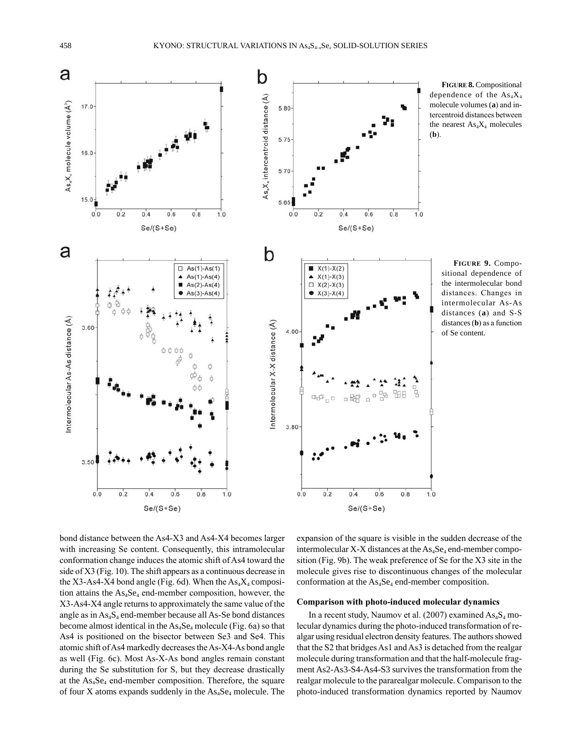**FIGURE 8.** Compositional dependence of the $As_4X_4$ molecule volumes (**a**) and intercentroid distances between the nearest $As_4X_4$ molecules (**b**).

**FIGURE 9.** Compositional dependence of the intermolecular bond distances. Changes in intermolecular As-As distances (**a**) and S-S distances (**b**) as a function of Se content.

bond distance between the As4-X3 and As4-X4 becomes larger with increasing Se content. Consequently, this intramolecular conformation change induces the atomic shift of As4 toward the side of X3 (Fig. 10). The shift appears as a continuous decrease in the X3-As4-X4 bond angle (Fig. 6d). When the $As_4X_4$ composition attains the $As_4Se_4$ end-member composition, however, the X3-As4-X4 angle returns to approximately the same value of the angle as in $As_4S_4$ end-member because all As-Se bond distances become almost identical in the $As_4Se_4$ molecule (Fig. 6a) so that As4 is positioned on the bisector between Se3 and Se4. This atomic shift of As4 markedly decreases the As-X4-As bond angle as well (Fig. 6c). Most As-X-As bond angles remain constant during the Se substitution for S, but they decrease drastically at the $As_4Se_4$ end-member composition. Therefore, the square of four X atoms expands suddenly in the $As_4Se_4$ molecule. The expansion of the square is visible in the sudden decrease of the intermolecular X-X distances at the $As_4Se_4$ end-member composition (Fig. 9b). The weak preference of Se for the X3 site in the molecule gives rise to discontinuous changes of the molecular conformation at the $As_4Se_4$ end-member composition.

### Comparison with photo-induced molecular dynamics

In a recent study, Naumov et al. (2007) examined $As_4S_4$ molecular dynamics during the photo-induced transformation of realgar using residual electron density features. The authors showed that the S2 that bridges As1 and As3 is detached from the realgar molecule during transformation and that the half-molecule fragment As2-As3-S4-As4-S3 survives the transformation from the realgar molecule to the pararealgar molecule. Comparison to the photo-induced transformation dynamics reported by Naumov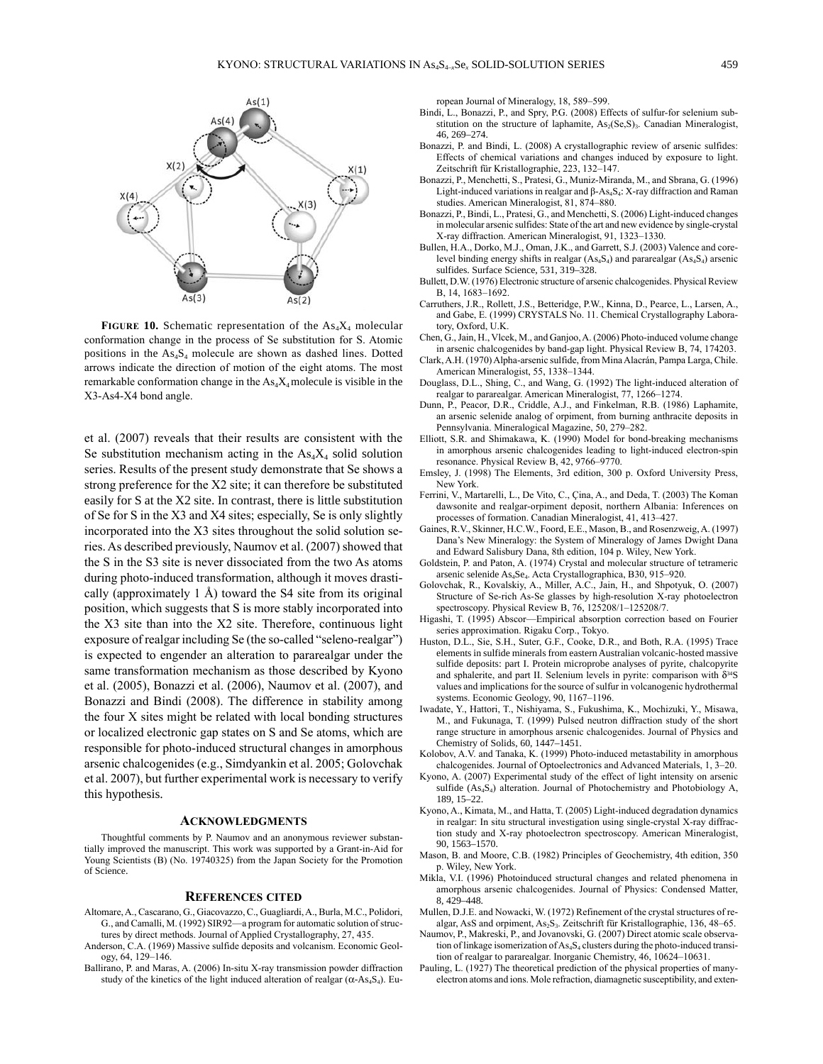**FIGURE 10.** Schematic representation of the $As_4X_4$ molecular conformation change in the process of Se substitution for S. Atomic positions in the $As_4S_4$ molecule are shown as dashed lines. Dotted arrows indicate the direction of motion of the eight atoms. The most remarkable conformation change in the $As_4X_4$ molecule is visible in the X3-As4-X4 bond angle.

et al. (2007) reveals that their results are consistent with the Se substitution mechanism acting in the $As_4X_4$ solid solution series. Results of the present study demonstrate that Se shows a strong preference for the X2 site; it can therefore be substituted easily for S at the X2 site. In contrast, there is little substitution of Se for S in the X3 and X4 sites; especially, Se is only slightly incorporated into the X3 sites throughout the solid solution series. As described previously, Naumov et al. (2007) showed that the S in the S3 site is never dissociated from the two As atoms during photo-induced transformation, although it moves drastically (approximately 1 Å) toward the S4 site from its original position, which suggests that S is more stably incorporated into the X3 site than into the X2 site. Therefore, continuous light exposure of realgar including Se (the so-called "seleno-realgar") is expected to engender an alteration to pararealgar under the same transformation mechanism as those described by Kyono et al. (2005), Bonazzi et al. (2006), Naumov et al. (2007), and Bonazzi and Bindi (2008). The difference in stability among the four X sites might be related with local bonding structures or localized electronic gap states on S and Se atoms, which are responsible for photo-induced structural changes in amorphous arsenic chalcogenides (e.g., Simdyankin et al. 2005; Golovchak et al. 2007), but further experimental work is necessary to verify this hypothesis.

## ACKNOWLEDGMENTS

Thoughtful comments by P. Naumov and an anonymous reviewer substantially improved the manuscript. This work was supported by a Grant-in-Aid for Young Scientists (B) (No. 19740325) from the Japan Society for the Promotion of Science.

## REFERENCES CITED

Altomare, A., Cascarano, G., Giacovazzo, C., Guagliardi, A., Burla, M.C., Polidori, G., and Camalli, M. (1992) SIR92—a program for automatic solution of structures by direct methods. Journal of Applied Crystallography, 27, 435.

Anderson, C.A. (1969) Massive sulfide deposits and volcanism. Economic Geology, 64, 129–146.

Ballirano, P. and Maras, A. (2006) In-situ X-ray transmission powder diffraction study of the kinetics of the light induced alteration of realgar ($\alpha$-$As_4S_4$). European Journal of Mineralogy, 18, 589–599.

Bindi, L., Bonazzi, P., and Spry, P.G. (2008) Effects of sulfur-for selenium substitution on the structure of laphamite, $As_2(Se,S)_3$. Canadian Mineralogist, 46, 269–274.

Bonazzi, P. and Bindi, L. (2008) A crystallographic review of arsenic sulfides: Effects of chemical variations and changes induced by exposure to light. Zeitschrift für Kristallographie, 223, 132–147.

Bonazzi, P., Menchetti, S., Pratesi, G., Muniz-Miranda, M., and Sbrana, G. (1996) Light-induced variations in realgar and $\beta$-$As_4S_4$: X-ray diffraction and Raman studies. American Mineralogist, 81, 874–880.

Bonazzi, P., Bindi, L., Pratesi, G., and Menchetti, S. (2006) Light-induced changes in molecular arsenic sulfides: State of the art and new evidence by single-crystal X-ray diffraction. American Mineralogist, 91, 1323–1330.

Bullen, H.A., Dorko, M.J., Oman, J.K., and Garrett, S.J. (2003) Valence and core-level binding energy shifts in realgar ($As_4S_4$) and pararealgar ($As_4S_4$) arsenic sulfides. Surface Science, 531, 319–328.

Bullett, D.W. (1976) Electronic structure of arsenic chalcogenides. Physical Review B, 14, 1683–1692.

Carruthers, J.R., Rollett, J.S., Betteridge, P.W., Kinna, D., Pearce, L., Larsen, A., and Gabe, E. (1999) CRYSTALS No. 11. Chemical Crystallography Laboratory, Oxford, U.K.

Chen, G., Jain, H., Vlcek, M., and Ganjoo, A. (2006) Photo-induced volume change in arsenic chalcogenides by band-gap light. Physical Review B, 74, 174203.

Clark, A.H. (1970) Alpha-arsenic sulfide, from Mina Alacrán, Pampa Larga, Chile. American Mineralogist, 55, 1338–1344.

Douglass, D.L., Shing, C., and Wang, G. (1992) The light-induced alteration of realgar to pararealgar. American Mineralogist, 77, 1266–1274.

Dunn, P., Peacor, D.R., Criddle, A.J., and Finkelman, R.B. (1986) Laphamite, an arsenic selenide analog of orpiment, from burning anthracite deposits in Pennsylvania. Mineralogical Magazine, 50, 279–282.

Elliott, S.R. and Shimakawa, K. (1990) Model for bond-breaking mechanisms in amorphous arsenic chalcogenides leading to light-induced electron-spin resonance. Physical Review B, 42, 9766–9770.

Emsley, J. (1998) The Elements, 3rd edition, 300 p. Oxford University Press, New York.

Ferrini, V., Martarelli, L., De Vito, C., Çina, A., and Deda, T. (2003) The Koman dawsonite and realgar-orpiment deposit, northern Albania: Inferences on processes of formation. Canadian Mineralogist, 41, 413–427.

Gaines, R.V., Skinner, H.C.W., Foord, E.E., Mason, B., and Rosenzweig, A. (1997) Dana's New Mineralogy: the System of Mineralogy of James Dwight Dana and Edward Salisbury Dana, 8th edition, 104 p. Wiley, New York.

Goldstein, P. and Paton, A. (1974) Crystal and molecular structure of tetrameric arsenic selenide $As_4Se_4$. Acta Crystallographica, B30, 915–920.

Golovchak, R., Kovalskiy, A., Miller, A.C., Jain, H., and Shpotyuk, O. (2007) Structure of Se-rich As-Se glasses by high-resolution X-ray photoelectron spectroscopy. Physical Review B, 76, 125208/1–125208/7.

Higashi, T. (1995) Abscor—Empirical absorption correction based on Fourier series approximation. Rigaku Corp., Tokyo.

Huston, D.L., Sie, S.H., Suter, G.F., Cooke, D.R., and Both, R.A. (1995) Trace elements in sulfide minerals from eastern Australian volcanic-hosted massive sulfide deposits: part I. Protein microprobe analyses of pyrite, chalcopyrite and sphalerite, and part II. Selenium levels in pyrite: comparison with $\delta^{34}S$ values and implications for the source of sulfur in volcanogenic hydrothermal systems. Economic Geology, 90, 1167–1196.

Iwadate, Y., Hattori, T., Nishiyama, S., Fukushima, K., Mochizuki, Y., Misawa, M., and Fukunaga, T. (1999) Pulsed neutron diffraction study of the short range structure in amorphous arsenic chalcogenides. Journal of Physics and Chemistry of Solids, 60, 1447–1451.

Kolobov, A.V. and Tanaka, K. (1999) Photo-induced metastability in amorphous chalcogenides. Journal of Optoelectronics and Advanced Materials, 1, 3–20.

Kyono, A. (2007) Experimental study of the effect of light intensity on arsenic sulfide ($As_4S_4$) alteration. Journal of Photochemistry and Photobiology A, 189, 15–22.

Kyono, A., Kimata, M., and Hatta, T. (2005) Light-induced degradation dynamics in realgar: In situ structural investigation using single-crystal X-ray diffraction study and X-ray photoelectron spectroscopy. American Mineralogist, 90, 1563–1570.

Mason, B. and Moore, C.B. (1982) Principles of Geochemistry, 4th edition, 350 p. Wiley, New York.

Mikla, V.I. (1996) Photoinduced structural changes and related phenomena in amorphous arsenic chalcogenides. Journal of Physics: Condensed Matter, 8, 429–448.

Mullen, D.J.E. and Nowacki, W. (1972) Refinement of the crystal structures of realgar, AsS and orpiment, $As_2S_3$. Zeitschrift für Kristallographie, 136, 48–65.

Naumov, P., Makreski, P., and Jovanovski, G. (2007) Direct atomic scale observation of linkage isomerization of $As_4S_4$ clusters during the photo-induced transition of realgar to pararealgar. Inorganic Chemistry, 46, 10624–10631.

Pauling, L. (1927) The theoretical prediction of the physical properties of many-electron atoms and ions. Mole refraction, diamagnetic susceptibility, and exten-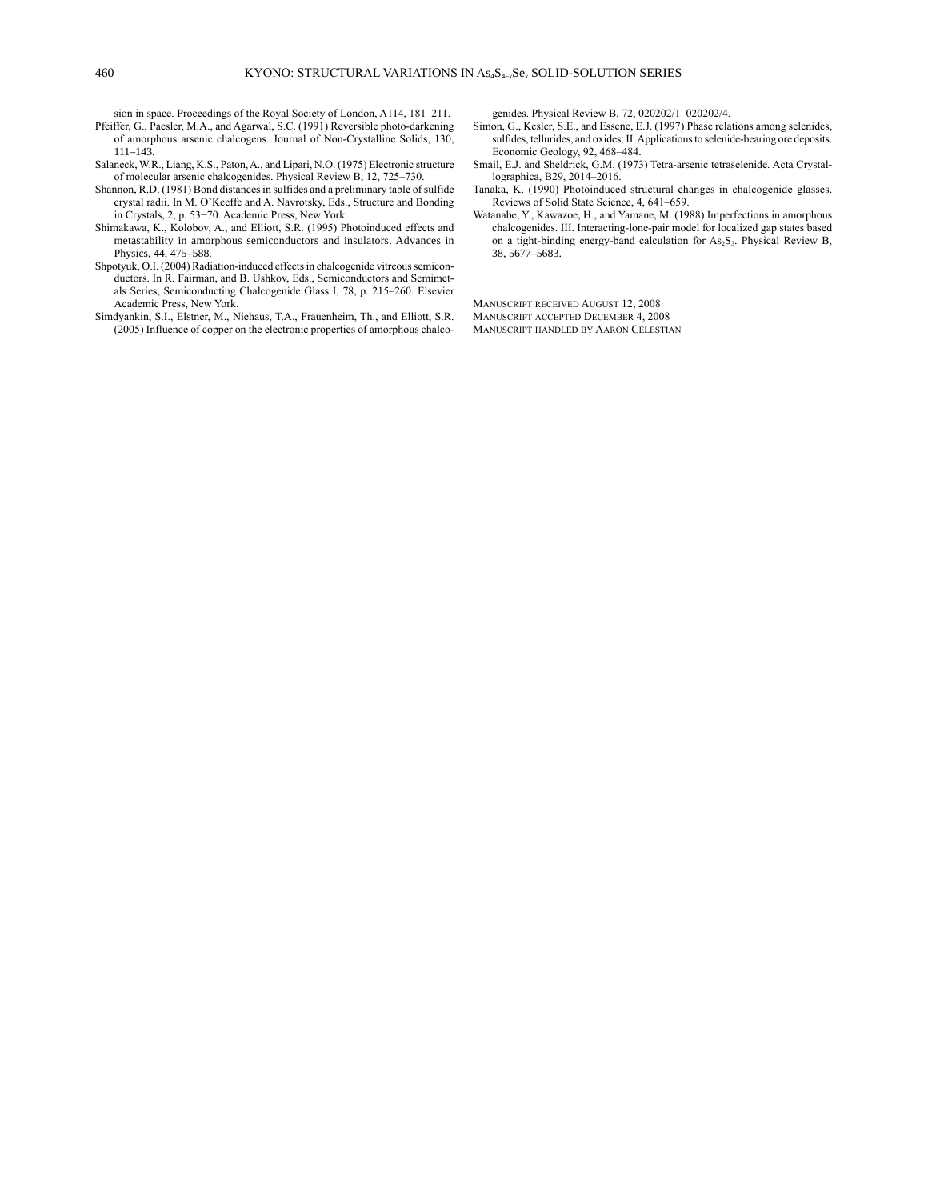sion in space. Proceedings of the Royal Society of London, A114, 181–211.

Pfeiffer, G., Paesler, M.A., and Agarwal, S.C. (1991) Reversible photo-darkening of amorphous arsenic chalcogens. Journal of Non-Crystalline Solids, 130, 111–143.

Salaneck, W.R., Liang, K.S., Paton, A., and Lipari, N.O. (1975) Electronic structure of molecular arsenic chalcogenides. Physical Review B, 12, 725–730.

Shannon, R.D. (1981) Bond distances in sulfides and a preliminary table of sulfide crystal radii. In M. O'Keeffe and A. Navrotsky, Eds., Structure and Bonding in Crystals, 2, p. 53−70. Academic Press, New York.

Shimakawa, K., Kolobov, A., and Elliott, S.R. (1995) Photoinduced effects and metastability in amorphous semiconductors and insulators. Advances in Physics, 44, 475−588.

Shpotyuk, O.I. (2004) Radiation-induced effects in chalcogenide vitreous semiconductors. In R. Fairman, and B. Ushkov, Eds., Semiconductors and Semimetals Series, Semiconducting Chalcogenide Glass I, 78, p. 215–260. Elsevier Academic Press, New York.

Simdyankin, S.I., Elstner, M., Niehaus, T.A., Frauenheim, Th., and Elliott, S.R. (2005) Influence of copper on the electronic properties of amorphous chalcogenides. Physical Review B, 72, 020202/1–020202/4.

Simon, G., Kesler, S.E., and Essene, E.J. (1997) Phase relations among selenides, sulfides, tellurides, and oxides: II. Applications to selenide-bearing ore deposits. Economic Geology, 92, 468–484.

Smail, E.J. and Sheldrick, G.M. (1973) Tetra-arsenic tetraselenide. Acta Crystallographica, B29, 2014–2016.

Tanaka, K. (1990) Photoinduced structural changes in chalcogenide glasses. Reviews of Solid State Science, 4, 641–659.

Watanabe, Y., Kawazoe, H., and Yamane, M. (1988) Imperfections in amorphous chalcogenides. III. Interacting-lone-pair model for localized gap states based on a tight-binding energy-band calculation for $As_2S_3$. Physical Review B, 38, 5677–5683.

Manuscript received August 12, 2008
Manuscript accepted December 4, 2008
Manuscript handled by Aaron Celestian